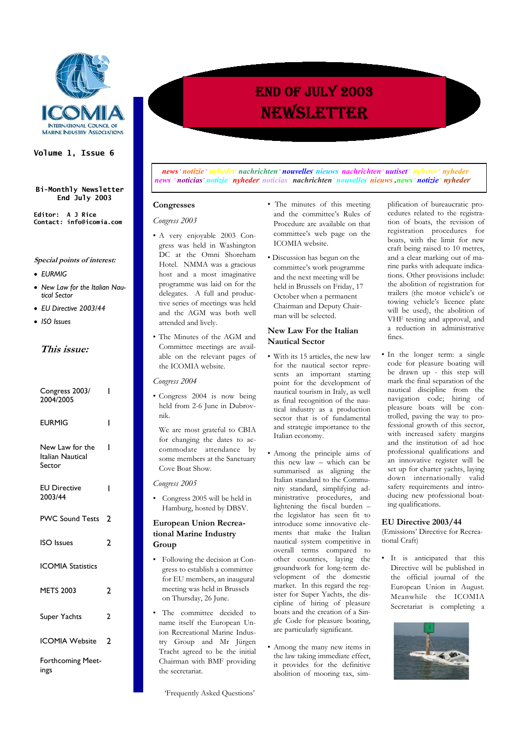ICOMIA
INTERNATIONAL COUNCIL OF MARINE INDUSTRY ASSOCIATIONS

Volume 1, Issue 6

Bi-Monthly Newsletter
End July 2003

Editor: A J Rice
Contact: info@icomia.com

*Special points of interest:*

- *EURMIG*
- *New Law for the Italian Nautical Sector*
- *EU Directive 2003/44*
- *ISO Issues*

## *This issue:*

| | |
|---|---|
| Congress 2003/ 2004/2005 | 1 |
| EURMIG | 1 |
| New Law for the Italian Nautical Sector | 1 |
| EU Directive 2003/44 | 1 |
| PWC Sound Tests | 2 |
| ISO Issues | 2 |
| ICOMIA Statistics | |
| METS 2003 | 2 |
| Super Yachts | 2 |
| ICOMIA Website | 2 |
| Forthcoming Meetings | |

# END OF JULY 2003 NEWSLETTER

*news · notizie · nyheder · nachrichten · nouvelles · nieuws · nachrichten · uutiset · nyheter · nyheder news · noticias · notizie · nyheder · noticias · nachrichten · nouvelles · nieuws · news · notizie · nyheder*

## Congresses

*Congress 2003*

- A very enjoyable 2003 Congress was held in Washington DC at the Omni Shoreham Hotel. NMMA was a gracious host and a most imaginative programme was laid on for the delegates. A full and productive series of meetings was held and the AGM was both well attended and lively.
- The Minutes of the AGM and Committee meetings are available on the relevant pages of the ICOMIA website.

*Congress 2004*

- Congress 2004 is now being held from 2-6 June in Dubrovnik.

  We are most grateful to CBIA for changing the dates to accommodate attendance by some members at the Sanctuary Cove Boat Show.

*Congress 2005*

- Congress 2005 will be held in Hamburg, hosted by DBSV.

## European Union Recreational Marine Industry Group

- Following the decision at Congress to establish a committee for EU members, an inaugural meeting was held in Brussels on Thursday, 26 June.
- The committee decided to name itself the European Union Recreational Marine Industry Group and Mr Jürgen Tracht agreed to be the initial Chairman with BMF providing the secretariat.
- The minutes of this meeting and the committee's Rules of Procedure are available on that committee's web page on the ICOMIA website.
- Discussion has begun on the committee's work programme and the next meeting will be held in Brussels on Friday, 17 October when a permanent Chairman and Deputy Chairman will be selected.

## New Law For the Italian Nautical Sector

- With its 15 articles, the new law for the nautical sector represents an important starting point for the development of nautical tourism in Italy, as well as final recognition of the nautical industry as a production sector that is of fundamental and strategic importance to the Italian economy.
- Among the principle aims of this new law – which can be summarised as aligning the Italian standard to the Community standard, simplifying administrative procedures, and lightening the fiscal burden – the legislator has seen fit to introduce some innovative elements that make the Italian nautical system competitive in overall terms compared to other countries, laying the groundwork for long-term development of the domestic market. In this regard the register for Super Yachts, the discipline of hiring of pleasure boats and the creation of a Single Code for pleasure boating, are particularly significant.
- Among the many new items in the law taking immediate effect, it provides for the definitive abolition of mooring tax, simplification of bureaucratic procedures related to the registration of boats, the revision of registration procedures for boats, with the limit for new craft being raised to 10 metres, and a clear marking out of marine parks with adequate indications. Other provisions include: the abolition of registration for trailers (the motor vehicle's or towing vehicle's licence plate will be used), the abolition of VHF testing and approval, and a reduction in administrative fines.
- In the longer term: a single code for pleasure boating will be drawn up - this step will mark the final separation of the nautical discipline from the navigation code; hiring of pleasure boats will be controlled, paving the way to professional growth of this sector, with increased safety margins and the institution of ad hoc professional qualifications and an innovative register will be set up for charter yachts, laying down internationally valid safety requirements and introducing new professional boating qualifications.

## EU Directive 2003/44

(Emissions' Directive for Recreational Craft)

- It is anticipated that this Directive will be published in the official journal of the European Union in August. Meanwhile the ICOMIA Secretariat is completing a 'Frequently Asked Questions'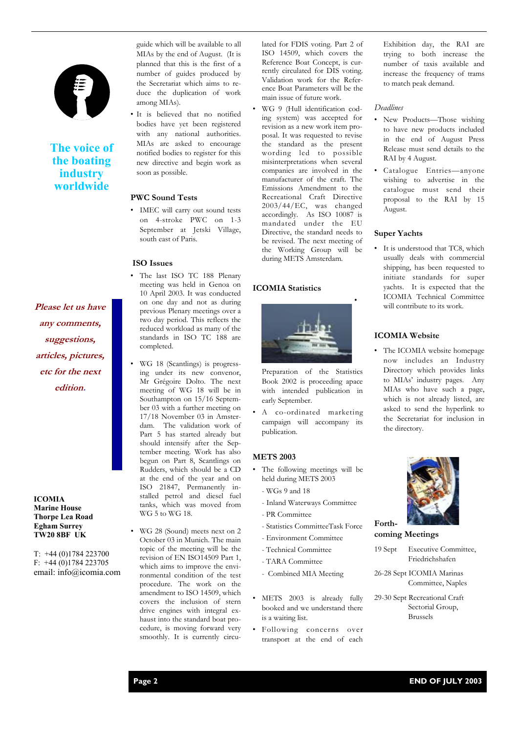The voice of the boating industry worldwide

*Please let us have any comments, suggestions, articles, pictures, etc for the next edition.*

**ICOMIA**
**Marine House**
**Thorpe Lea Road**
**Egham Surrey**
**TW20 8BF UK**

T: +44 (0)1784 223700
F: +44 (0)1784 223705
email: info@icomia.com

guide which will be available to all MIAs by the end of August. (It is planned that this is the first of a number of guides produced by the Secretariat which aims to reduce the duplication of work among MIAs).

- It is believed that no notified bodies have yet been registered with any national authorities. MIAs are asked to encourage notified bodies to register for this new directive and begin work as soon as possible.

## PWC Sound Tests

- IMEC will carry out sound tests on 4-stroke PWC on 1-3 September at Jetski Village, south east of Paris.

## ISO Issues

- The last ISO TC 188 Plenary meeting was held in Genoa on 10 April 2003. It was conducted on one day and not as during previous Plenary meetings over a two day period. This reflects the reduced workload as many of the standards in ISO TC 188 are completed.

- WG 18 (Scantlings) is progressing under its new convenor, Mr Grégoire Dolto. The next meeting of WG 18 will be in Southampton on 15/16 September 03 with a further meeting on 17/18 November 03 in Amsterdam. The validation work of Part 5 has started already but should intensify after the September meeting. Work has also begun on Part 8, Scantlings on Rudders, which should be a CD at the end of the year and on ISO 21847, Permanently installed petrol and diesel fuel tanks, which was moved from WG 5 to WG 18.

- WG 28 (Sound) meets next on 2 October 03 in Munich. The main topic of the meeting will be the revision of EN ISO14509 Part 1, which aims to improve the environmental condition of the test procedure. The work on the amendment to ISO 14509, which covers the inclusion of stern drive engines with integral exhaust into the standard boat procedure, is moving forward very smoothly. It is currently circulated for FDIS voting. Part 2 of ISO 14509, which covers the Reference Boat Concept, is currently circulated for DIS voting. Validation work for the Reference Boat Parameters will be the main issue of future work.

- WG 9 (Hull identification coding system) was accepted for revision as a new work item proposal. It was requested to revise the standard as the present wording led to possible misinterpretations when several companies are involved in the manufacturer of the craft. The Emissions Amendment to the Recreational Craft Directive 2003/44/EC, was changed accordingly. As ISO 10087 is mandated under the EU Directive, the standard needs to be revised. The next meeting of the Working Group will be during METS Amsterdam.

## ICOMIA Statistics

Preparation of the Statistics Book 2002 is proceeding apace with intended publication in early September.

- A co-ordinated marketing campaign will accompany its publication.

## METS 2003

- The following meetings will be held during METS 2003
  - WGs 9 and 18
  - Inland Waterways Committee
  - PR Committee
  - Statistics CommitteeTask Force
  - Environment Committee
  - Technical Committee
  - TARA Committee
  - Combined MIA Meeting

- METS 2003 is already fully booked and we understand there is a waiting list.

- Following concerns over transport at the end of each Exhibition day, the RAI are trying to both increase the number of taxis available and increase the frequency of trams to match peak demand.

*Deadlines*

- New Products—Those wishing to have new products included in the end of August Press Release must send details to the RAI by 4 August.

- Catalogue Entries—anyone wishing to advertise in the catalogue must send their proposal to the RAI by 15 August.

## Super Yachts

- It is understood that TC8, which usually deals with commercial shipping, has been requested to initiate standards for super yachts. It is expected that the ICOMIA Technical Committee will contribute to its work.

## ICOMIA Website

- The ICOMIA website homepage now includes an Industry Directory which provides links to MIAs' industry pages. Any MIAs who have such a page, which is not already listed, are asked to send the hyperlink to the Secretariat for inclusion in the directory.

## Forthcoming Meetings

19 Sept — Executive Committee, Friedrichshafen

26-28 Sept — ICOMIA Marinas Committee, Naples

29-30 Sept — Recreational Craft Sectorial Group, Brussels